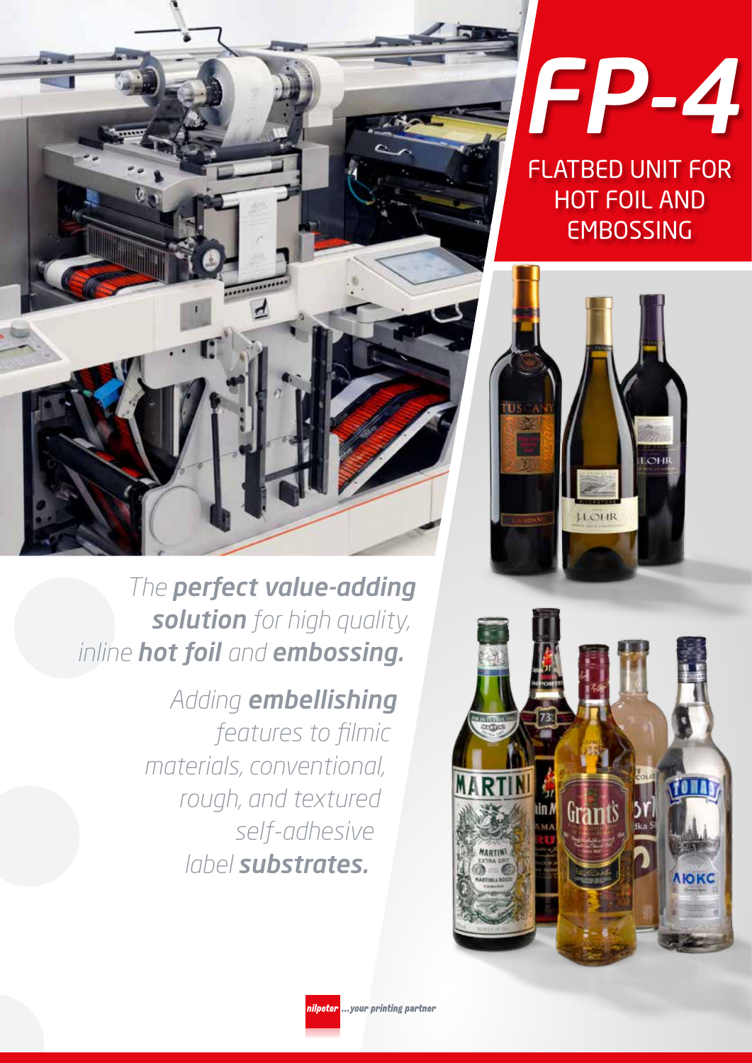# FP-4

## FLATBED UNIT FOR HOT FOIL AND EMBOSSING

*The **perfect value-adding solution** for high quality, inline **hot foil** and **embossing.***

*Adding **embellishing** features to filmic materials, conventional, rough, and textured self-adhesive label **substrates.***

nilpeter ...your printing partner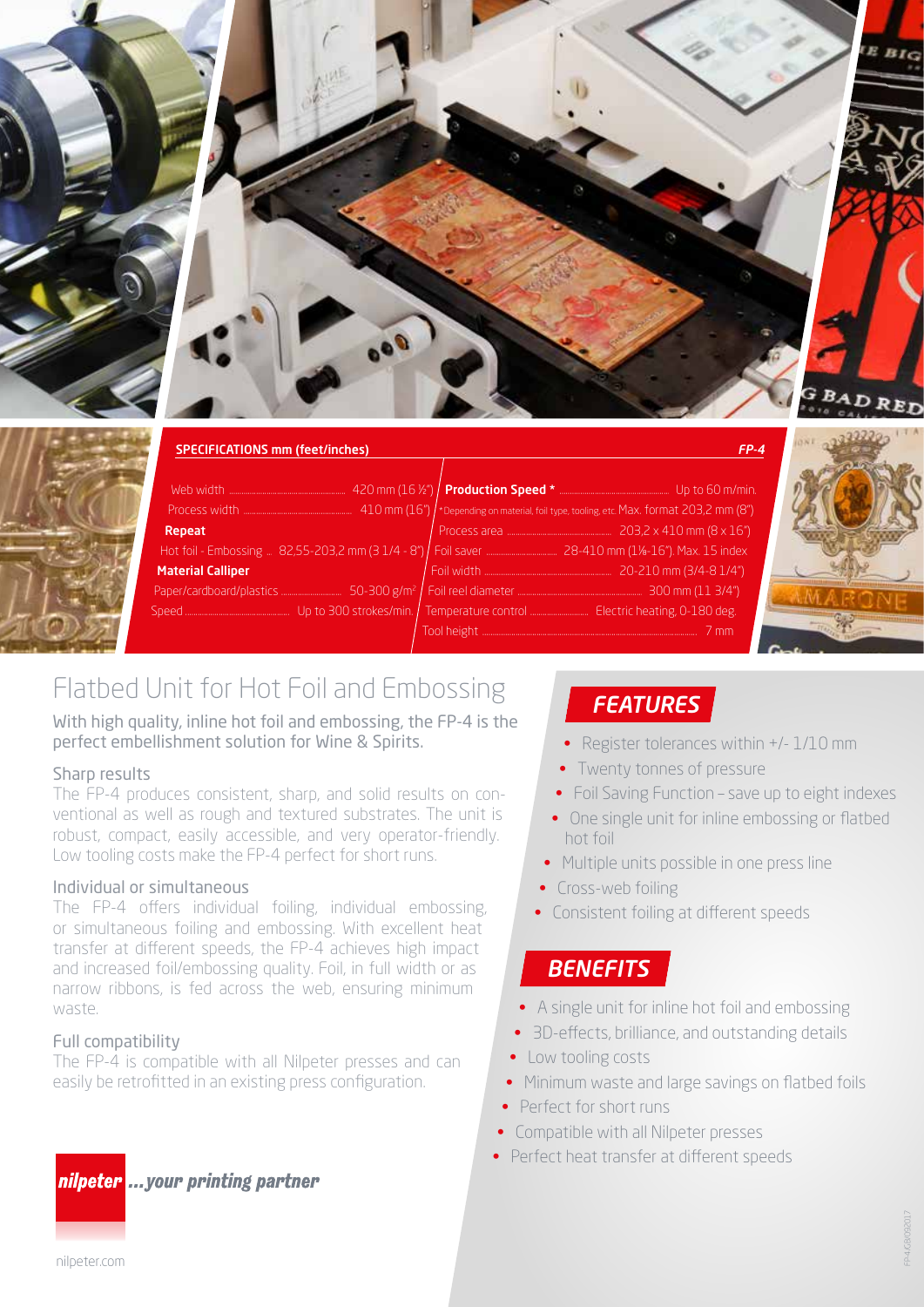## SPECIFICATIONS mm (feet/inches) — FP-4

| | | | |
|---|---|---|---|
| Web width | 420 mm (16 ½") | **Production Speed *** | Up to 60 m/min. |
| Process width | 410 mm (16") | *Depending on material, foil type, tooling, etc. Max. format 203,2 mm (8") | |
| **Repeat** | | Process area | 203,2 x 410 mm (8 x 16") |
| Hot foil - Embossing | 82,55-203,2 mm (3 1/4 - 8") | Foil saver | 28-410 mm (1⅛-16"). Max. 15 index |
| **Material Calliper** | | Foil width | 20-210 mm (3/4-8 1/4") |
| Paper/cardboard/plastics | 50-300 g/m² | Foil reel diameter | 300 mm (11 3/4") |
| Speed | Up to 300 strokes/min. | Temperature control | Electric heating, 0-180 deg. |
| | | Tool height | 7 mm |

# Flatbed Unit for Hot Foil and Embossing

With high quality, inline hot foil and embossing, the FP-4 is the perfect embellishment solution for Wine & Spirits.

### Sharp results

The FP-4 produces consistent, sharp, and solid results on conventional as well as rough and textured substrates. The unit is robust, compact, easily accessible, and very operator-friendly. Low tooling costs make the FP-4 perfect for short runs.

### Individual or simultaneous

The FP-4 offers individual foiling, individual embossing, or simultaneous foiling and embossing. With excellent heat transfer at different speeds, the FP-4 achieves high impact and increased foil/embossing quality. Foil, in full width or as narrow ribbons, is fed across the web, ensuring minimum waste.

### Full compatibility

The FP-4 is compatible with all Nilpeter presses and can easily be retrofitted in an existing press configuration.

## FEATURES

- Register tolerances within +/- 1/10 mm
- Twenty tonnes of pressure
- Foil Saving Function – save up to eight indexes
- One single unit for inline embossing or flatbed hot foil
- Multiple units possible in one press line
- Cross-web foiling
- Consistent foiling at different speeds

## BENEFITS

- A single unit for inline hot foil and embossing
- 3D-effects, brilliance, and outstanding details
- Low tooling costs
- Minimum waste and large savings on flatbed foils
- Perfect for short runs
- Compatible with all Nilpeter presses
- Perfect heat transfer at different speeds

**nilpeter** ...your printing partner

nilpeter.com

FP-4/GB/092017